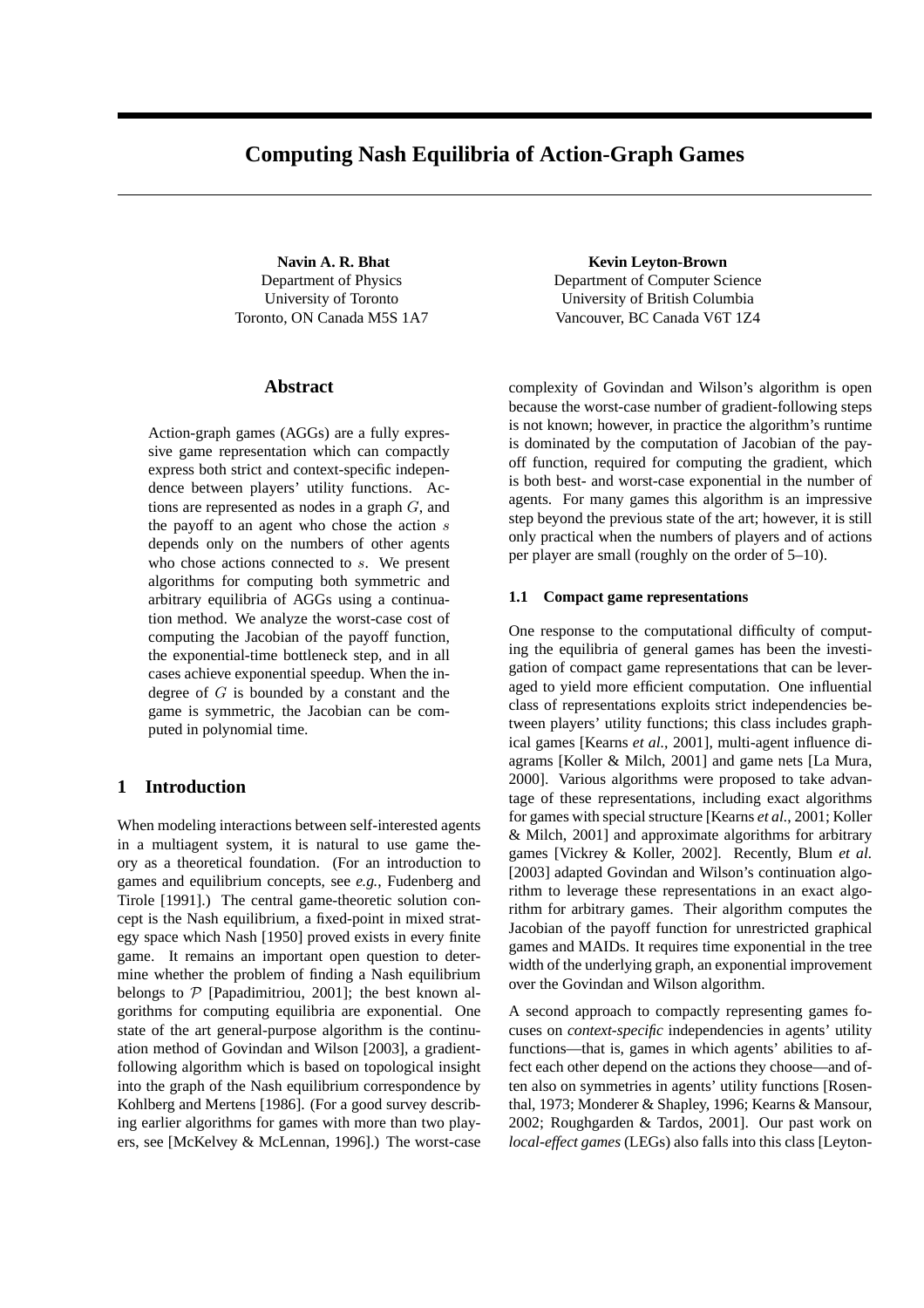# Computing Nash Equilibria of Action-Graph Games

**Navin A. R. Bhat**
Department of Physics
University of Toronto
Toronto, ON Canada M5S 1A7

**Kevin Leyton-Brown**
Department of Computer Science
University of British Columbia
Vancouver, BC Canada V6T 1Z4

## Abstract

Action-graph games (AGGs) are a fully expressive game representation which can compactly express both strict and context-specific independence between players' utility functions. Actions are represented as nodes in a graph $G$, and the payoff to an agent who chose the action $s$ depends only on the numbers of other agents who chose actions connected to $s$. We present algorithms for computing both symmetric and arbitrary equilibria of AGGs using a continuation method. We analyze the worst-case cost of computing the Jacobian of the payoff function, the exponential-time bottleneck step, and in all cases achieve exponential speedup. When the indegree of $G$ is bounded by a constant and the game is symmetric, the Jacobian can be computed in polynomial time.

## 1 Introduction

When modeling interactions between self-interested agents in a multiagent system, it is natural to use game theory as a theoretical foundation. (For an introduction to games and equilibrium concepts, see *e.g.*, Fudenberg and Tirole [1991].) The central game-theoretic solution concept is the Nash equilibrium, a fixed-point in mixed strategy space which Nash [1950] proved exists in every finite game. It remains an important open question to determine whether the problem of finding a Nash equilibrium belongs to $\mathcal{P}$ [Papadimitriou, 2001]; the best known algorithms for computing equilibria are exponential. One state of the art general-purpose algorithm is the continuation method of Govindan and Wilson [2003], a gradient-following algorithm which is based on topological insight into the graph of the Nash equilibrium correspondence by Kohlberg and Mertens [1986]. (For a good survey describing earlier algorithms for games with more than two players, see [McKelvey & McLennan, 1996].) The worst-case complexity of Govindan and Wilson's algorithm is open because the worst-case number of gradient-following steps is not known; however, in practice the algorithm's runtime is dominated by the computation of Jacobian of the payoff function, required for computing the gradient, which is both best- and worst-case exponential in the number of agents. For many games this algorithm is an impressive step beyond the previous state of the art; however, it is still only practical when the numbers of players and of actions per player are small (roughly on the order of 5–10).

### 1.1 Compact game representations

One response to the computational difficulty of computing the equilibria of general games has been the investigation of compact game representations that can be leveraged to yield more efficient computation. One influential class of representations exploits strict independencies between players' utility functions; this class includes graphical games [Kearns *et al.*, 2001], multi-agent influence diagrams [Koller & Milch, 2001] and game nets [La Mura, 2000]. Various algorithms were proposed to take advantage of these representations, including exact algorithms for games with special structure [Kearns *et al.*, 2001; Koller & Milch, 2001] and approximate algorithms for arbitrary games [Vickrey & Koller, 2002]. Recently, Blum *et al.* [2003] adapted Govindan and Wilson's continuation algorithm to leverage these representations in an exact algorithm for arbitrary games. Their algorithm computes the Jacobian of the payoff function for unrestricted graphical games and MAIDs. It requires time exponential in the tree width of the underlying graph, an exponential improvement over the Govindan and Wilson algorithm.

A second approach to compactly representing games focuses on *context-specific* independencies in agents' utility functions—that is, games in which agents' abilities to affect each other depend on the actions they choose—and often also on symmetries in agents' utility functions [Rosenthal, 1973; Monderer & Shapley, 1996; Kearns & Mansour, 2002; Roughgarden & Tardos, 2001]. Our past work on *local-effect games* (LEGs) also falls into this class [Leyton-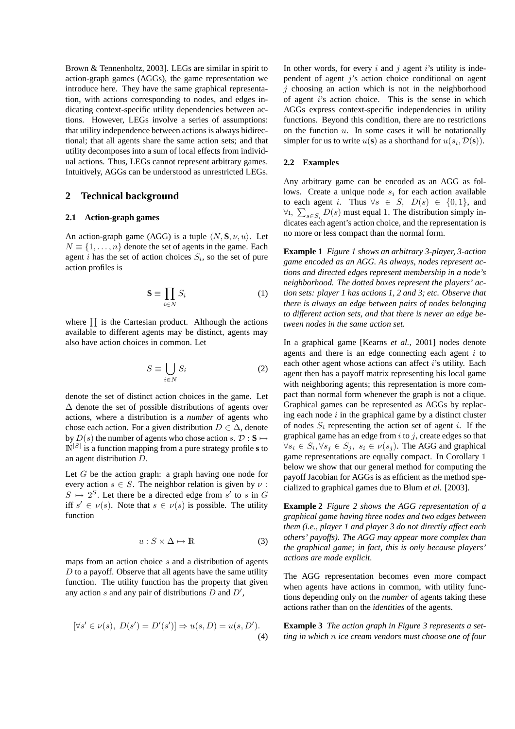Brown & Tennenholtz, 2003]. LEGs are similar in spirit to action-graph games (AGGs), the game representation we introduce here. They have the same graphical representation, with actions corresponding to nodes, and edges indicating context-specific utility dependencies between actions. However, LEGs involve a series of assumptions: that utility independence between actions is always bidirectional; that all agents share the same action sets; and that utility decomposes into a sum of local effects from individual actions. Thus, LEGs cannot represent arbitrary games. Intuitively, AGGs can be understood as unrestricted LEGs.

## 2 Technical background

### 2.1 Action-graph games

An action-graph game (AGG) is a tuple $\langle N, \mathbf{S}, \nu, u \rangle$. Let $N \equiv \{1, \ldots, n\}$ denote the set of agents in the game. Each agent $i$ has the set of action choices $S_i$, so the set of pure action profiles is

$$\mathbf{S} \equiv \prod_{i \in N} S_i \tag{1}$$

where $\prod$ is the Cartesian product. Although the actions available to different agents may be distinct, agents may also have action choices in common. Let

$$S \equiv \bigcup_{i \in N} S_i \tag{2}$$

denote the set of distinct action choices in the game. Let $\Delta$ denote the set of possible distributions of agents over actions, where a distribution is a *number* of agents who chose each action. For a given distribution $D \in \Delta$, denote by $D(s)$ the number of agents who chose action $s$. $\mathcal{D} : \mathbf{S} \mapsto \mathbb{N}^{|S|}$ is a function mapping from a pure strategy profile $\mathbf{s}$ to an agent distribution $D$.

Let $G$ be the action graph: a graph having one node for every action $s \in S$. The neighbor relation is given by $\nu : S \mapsto 2^S$. Let there be a directed edge from $s'$ to $s$ in $G$ iff $s' \in \nu(s)$. Note that $s \in \nu(s)$ is possible. The utility function

$$u : S \times \Delta \mapsto \mathbb{R} \tag{3}$$

maps from an action choice $s$ and a distribution of agents $D$ to a payoff. Observe that all agents have the same utility function. The utility function has the property that given any action $s$ and any pair of distributions $D$ and $D'$,

$$[\forall s' \in \nu(s),\ D(s') = D'(s')] \Rightarrow u(s, D) = u(s, D'). \tag{4}$$

In other words, for every $i$ and $j$ agent $i$'s utility is independent of agent $j$'s action choice conditional on agent $j$ choosing an action which is not in the neighborhood of agent $i$'s action choice. This is the sense in which AGGs express context-specific independencies in utility functions. Beyond this condition, there are no restrictions on the function $u$. In some cases it will be notationally simpler for us to write $u(\mathbf{s})$ as a shorthand for $u(s_i, \mathcal{D}(\mathbf{s}))$.

### 2.2 Examples

Any arbitrary game can be encoded as an AGG as follows. Create a unique node $s_i$ for each action available to each agent $i$. Thus $\forall s \in S,\ D(s) \in \{0, 1\}$, and $\forall \imath,\ \sum_{s \in S_i} D(s)$ must equal 1. The distribution simply indicates each agent's action choice, and the representation is no more or less compact than the normal form.

**Example 1** *Figure 1 shows an arbitrary 3-player, 3-action game encoded as an AGG. As always, nodes represent actions and directed edges represent membership in a node's neighborhood. The dotted boxes represent the players' action sets: player 1 has actions 1, 2 and 3; etc. Observe that there is always an edge between pairs of nodes belonging to different action sets, and that there is never an edge between nodes in the same action set.*

In a graphical game [Kearns *et al.*, 2001] nodes denote agents and there is an edge connecting each agent $i$ to each other agent whose actions can affect $i$'s utility. Each agent then has a payoff matrix representing his local game with neighboring agents; this representation is more compact than normal form whenever the graph is not a clique. Graphical games can be represented as AGGs by replacing each node $i$ in the graphical game by a distinct cluster of nodes $S_i$ representing the action set of agent $i$. If the graphical game has an edge from $i$ to $j$, create edges so that $\forall s_i \in S_i, \forall s_j \in S_j,\ s_i \in \nu(s_j)$. The AGG and graphical game representations are equally compact. In Corollary 1 below we show that our general method for computing the payoff Jacobian for AGGs is as efficient as the method specialized to graphical games due to Blum *et al.* [2003].

**Example 2** *Figure 2 shows the AGG representation of a graphical game having three nodes and two edges between them (i.e., player 1 and player 3 do not directly affect each others' payoffs). The AGG may appear more complex than the graphical game; in fact, this is only because players' actions are made explicit.*

The AGG representation becomes even more compact when agents have actions in common, with utility functions depending only on the *number* of agents taking these actions rather than on the *identities* of the agents.

**Example 3** *The action graph in Figure 3 represents a setting in which $n$ ice cream vendors must choose one of four*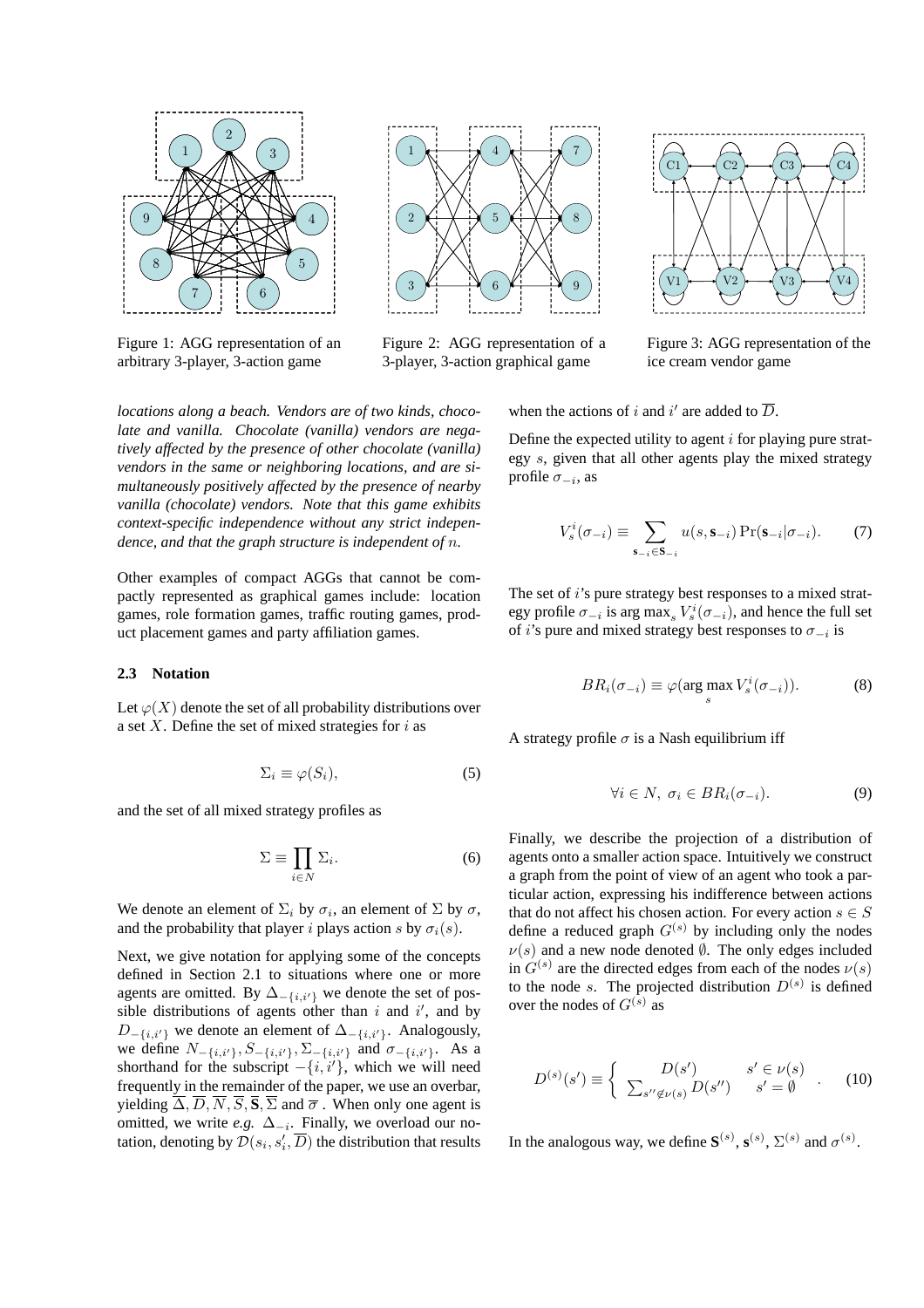Figure 1: AGG representation of an arbitrary 3-player, 3-action game

Figure 2: AGG representation of a 3-player, 3-action graphical game

Figure 3: AGG representation of the ice cream vendor game

*locations along a beach. Vendors are of two kinds, chocolate and vanilla. Chocolate (vanilla) vendors are negatively affected by the presence of other chocolate (vanilla) vendors in the same or neighboring locations, and are simultaneously positively affected by the presence of nearby vanilla (chocolate) vendors. Note that this game exhibits context-specific independence without any strict independence, and that the graph structure is independent of $n$.*

Other examples of compact AGGs that cannot be compactly represented as graphical games include: location games, role formation games, traffic routing games, product placement games and party affiliation games.

### 2.3 Notation

Let $\varphi(X)$ denote the set of all probability distributions over a set $X$. Define the set of mixed strategies for $i$ as

$$\Sigma_i \equiv \varphi(S_i), \tag{5}$$

and the set of all mixed strategy profiles as

$$\Sigma \equiv \prod_{i \in N} \Sigma_i. \tag{6}$$

We denote an element of $\Sigma_i$ by $\sigma_i$, an element of $\Sigma$ by $\sigma$, and the probability that player $i$ plays action $s$ by $\sigma_i(s)$.

Next, we give notation for applying some of the concepts defined in Section 2.1 to situations where one or more agents are omitted. By $\Delta_{-\{i,i'\}}$ we denote the set of possible distributions of agents other than $i$ and $i'$, and by $D_{-\{i,i'\}}$ we denote an element of $\Delta_{-\{i,i'\}}$. Analogously, we define $N_{-\{i,i'\}}, S_{-\{i,i'\}}, \Sigma_{-\{i,i'\}}$ and $\sigma_{-\{i,i'\}}$. As a shorthand for the subscript $-\{i,i'\}$, which we will need frequently in the remainder of the paper, we use an overbar, yielding $\overline{\Delta}, \overline{D}, \overline{N}, \overline{S}, \overline{\mathbf{S}}, \overline{\Sigma}$ and $\overline{\sigma}$ . When only one agent is omitted, we write *e.g.* $\Delta_{-i}$. Finally, we overload our notation, denoting by $\mathcal{D}(s_i, s'_i, \overline{D})$ the distribution that results when the actions of $i$ and $i'$ are added to $\overline{D}$.

Define the expected utility to agent $i$ for playing pure strategy $s$, given that all other agents play the mixed strategy profile $\sigma_{-i}$, as

$$V_s^i(\sigma_{-i}) \equiv \sum_{\mathbf{s}_{-i} \in \mathbf{S}_{-i}} u(s, \mathbf{s}_{-i}) \Pr(\mathbf{s}_{-i} | \sigma_{-i}). \tag{7}$$

The set of $i$'s pure strategy best responses to a mixed strategy profile $\sigma_{-i}$ is $\arg\max_s V_s^i(\sigma_{-i})$, and hence the full set of $i$'s pure and mixed strategy best responses to $\sigma_{-i}$ is

$$BR_i(\sigma_{-i}) \equiv \varphi(\arg\max_s V_s^i(\sigma_{-i})). \tag{8}$$

A strategy profile $\sigma$ is a Nash equilibrium iff

$$\forall i \in N,\ \sigma_i \in BR_i(\sigma_{-i}). \tag{9}$$

Finally, we describe the projection of a distribution of agents onto a smaller action space. Intuitively we construct a graph from the point of view of an agent who took a particular action, expressing his indifference between actions that do not affect his chosen action. For every action $s \in S$ define a reduced graph $G^{(s)}$ by including only the nodes $\nu(s)$ and a new node denoted $\emptyset$. The only edges included in $G^{(s)}$ are the directed edges from each of the nodes $\nu(s)$ to the node $s$. The projected distribution $D^{(s)}$ is defined over the nodes of $G^{(s)}$ as

$$D^{(s)}(s') \equiv \begin{cases} D(s') & s' \in \nu(s) \\ \sum_{s'' \notin \nu(s)} D(s'') & s' = \emptyset \end{cases}. \tag{10}$$

In the analogous way, we define $\mathbf{S}^{(s)}$, $\mathbf{s}^{(s)}$, $\Sigma^{(s)}$ and $\sigma^{(s)}$.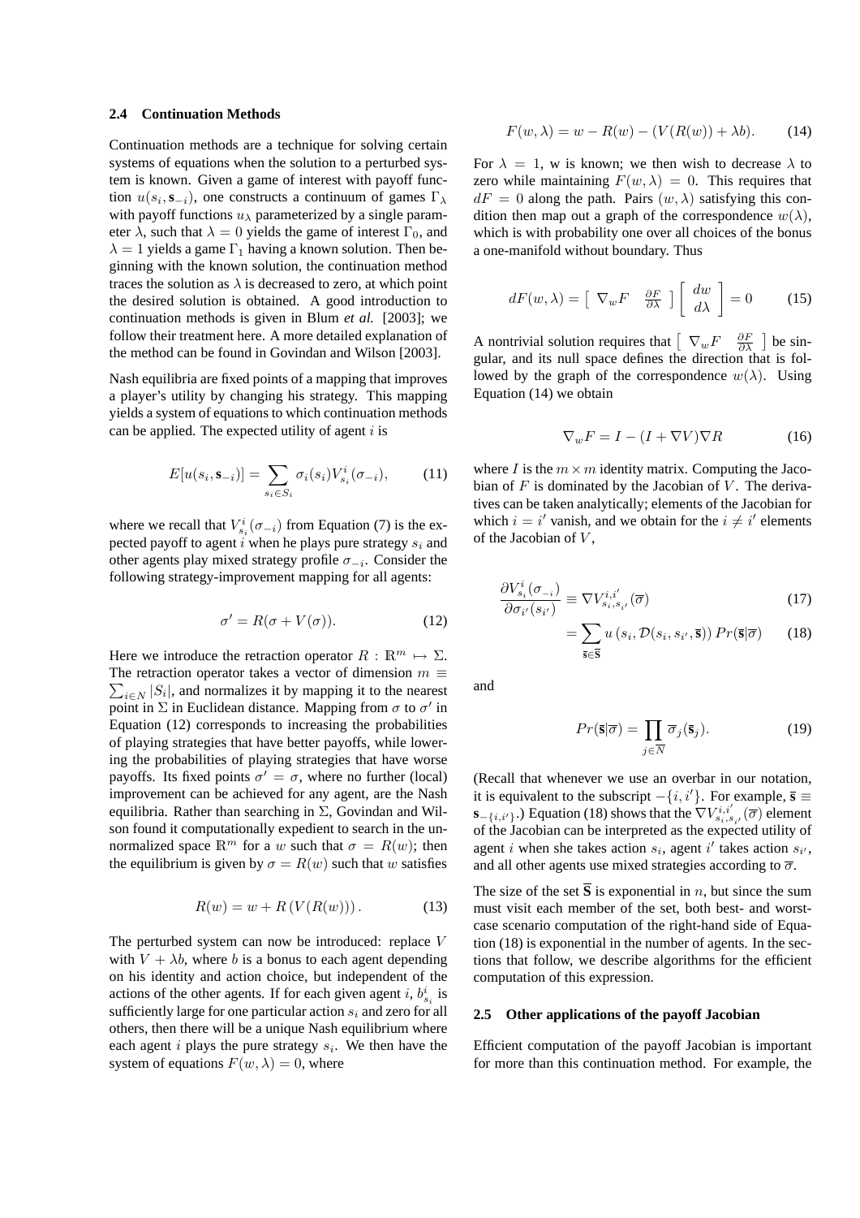### 2.4 Continuation Methods

Continuation methods are a technique for solving certain systems of equations when the solution to a perturbed system is known. Given a game of interest with payoff function $u(s_i, \mathbf{s}_{-i})$, one constructs a continuum of games $\Gamma_\lambda$ with payoff functions $u_\lambda$ parameterized by a single parameter $\lambda$, such that $\lambda = 0$ yields the game of interest $\Gamma_0$, and $\lambda = 1$ yields a game $\Gamma_1$ having a known solution. Then beginning with the known solution, the continuation method traces the solution as $\lambda$ is decreased to zero, at which point the desired solution is obtained. A good introduction to continuation methods is given in Blum *et al.* [2003]; we follow their treatment here. A more detailed explanation of the method can be found in Govindan and Wilson [2003].

Nash equilibria are fixed points of a mapping that improves a player's utility by changing his strategy. This mapping yields a system of equations to which continuation methods can be applied. The expected utility of agent $i$ is

$$E[u(s_i, \mathbf{s}_{-i})] = \sum_{s_i \in S_i} \sigma_i(s_i) V^i_{s_i}(\sigma_{-i}), \tag{11}$$

where we recall that $V^i_{s_i}(\sigma_{-i})$ from Equation (7) is the expected payoff to agent $i$ when he plays pure strategy $s_i$ and other agents play mixed strategy profile $\sigma_{-i}$. Consider the following strategy-improvement mapping for all agents:

$$\sigma' = R(\sigma + V(\sigma)). \tag{12}$$

Here we introduce the retraction operator $R : \mathbb{R}^m \mapsto \Sigma$. The retraction operator takes a vector of dimension $m \equiv \sum_{i \in N} |S_i|$, and normalizes it by mapping it to the nearest point in $\Sigma$ in Euclidean distance. Mapping from $\sigma$ to $\sigma'$ in Equation (12) corresponds to increasing the probabilities of playing strategies that have better payoffs, while lowering the probabilities of playing strategies that have worse payoffs. Its fixed points $\sigma' = \sigma$, where no further (local) improvement can be achieved for any agent, are the Nash equilibria. Rather than searching in $\Sigma$, Govindan and Wilson found it computationally expedient to search in the unnormalized space $\mathbb{R}^m$ for a $w$ such that $\sigma = R(w)$; then the equilibrium is given by $\sigma = R(w)$ such that $w$ satisfies

$$R(w) = w + R\left(V(R(w))\right). \tag{13}$$

The perturbed system can now be introduced: replace $V$ with $V + \lambda b$, where $b$ is a bonus to each agent depending on his identity and action choice, but independent of the actions of the other agents. If for each given agent $i$, $b^i_{s_i}$ is sufficiently large for one particular action $s_i$ and zero for all others, then there will be a unique Nash equilibrium where each agent $i$ plays the pure strategy $s_i$. We then have the system of equations $F(w, \lambda) = 0$, where

$$F(w, \lambda) = w - R(w) - (V(R(w)) + \lambda b). \tag{14}$$

For $\lambda = 1$, w is known; we then wish to decrease $\lambda$ to zero while maintaining $F(w, \lambda) = 0$. This requires that $dF = 0$ along the path. Pairs $(w, \lambda)$ satisfying this condition then map out a graph of the correspondence $w(\lambda)$, which is with probability one over all choices of the bonus a one-manifold without boundary. Thus

$$dF(w, \lambda) = \begin{bmatrix} \nabla_w F & \frac{\partial F}{\partial \lambda} \end{bmatrix} \begin{bmatrix} dw \\ d\lambda \end{bmatrix} = 0 \tag{15}$$

A nontrivial solution requires that $\begin{bmatrix} \nabla_w F & \frac{\partial F}{\partial \lambda} \end{bmatrix}$ be singular, and its null space defines the direction that is followed by the graph of the correspondence $w(\lambda)$. Using Equation (14) we obtain

$$\nabla_w F = I - (I + \nabla V) \nabla R \tag{16}$$

where $I$ is the $m \times m$ identity matrix. Computing the Jacobian of $F$ is dominated by the Jacobian of $V$. The derivatives can be taken analytically; elements of the Jacobian for which $i = i'$ vanish, and we obtain for the $i \neq i'$ elements of the Jacobian of $V$,

$$\frac{\partial V^i_{s_i}(\sigma_{-i})}{\partial \sigma_{i'}(s_{i'})} \equiv \nabla V^{i,i'}_{s_i, s_{i'}}(\overline{\sigma}) \tag{17}$$

$$= \sum_{\overline{\mathbf{s}} \in \overline{\mathbf{S}}} u\left(s_i, \mathcal{D}(s_i, s_{i'}, \overline{\mathbf{s}})\right) Pr(\overline{\mathbf{s}} | \overline{\sigma}) \tag{18}$$

and

$$Pr(\overline{\mathbf{s}} | \overline{\sigma}) = \prod_{j \in \overline{N}} \overline{\sigma}_j(\overline{\mathbf{s}}_j). \tag{19}$$

(Recall that whenever we use an overbar in our notation, it is equivalent to the subscript $-\{i, i'\}$. For example, $\overline{\mathbf{s}} \equiv \mathbf{s}_{-\{i,i'\}}$.) Equation (18) shows that the $\nabla V^{i,i'}_{s_i, s_{i'}}(\overline{\sigma})$ element of the Jacobian can be interpreted as the expected utility of agent $i$ when she takes action $s_i$, agent $i'$ takes action $s_{i'}$, and all other agents use mixed strategies according to $\overline{\sigma}$.

The size of the set $\overline{\mathbf{S}}$ is exponential in $n$, but since the sum must visit each member of the set, both best- and worst-case scenario computation of the right-hand side of Equation (18) is exponential in the number of agents. In the sections that follow, we describe algorithms for the efficient computation of this expression.

### 2.5 Other applications of the payoff Jacobian

Efficient computation of the payoff Jacobian is important for more than this continuation method. For example, the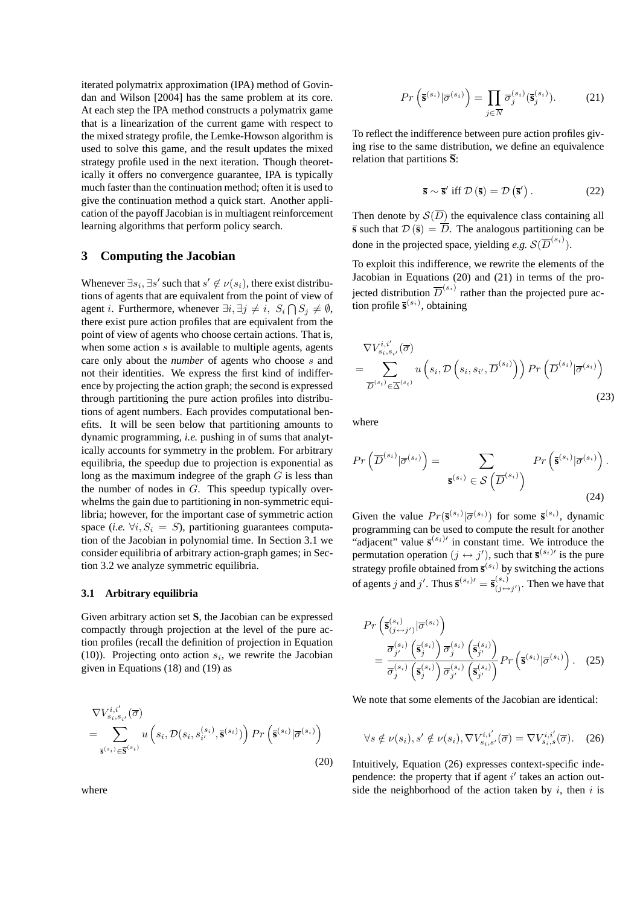iterated polymatrix approximation (IPA) method of Govindan and Wilson [2004] has the same problem at its core. At each step the IPA method constructs a polymatrix game that is a linearization of the current game with respect to the mixed strategy profile, the Lemke-Howson algorithm is used to solve this game, and the result updates the mixed strategy profile used in the next iteration. Though theoretically it offers no convergence guarantee, IPA is typically much faster than the continuation method; often it is used to give the continuation method a quick start. Another application of the payoff Jacobian is in multiagent reinforcement learning algorithms that perform policy search.

## 3 Computing the Jacobian

Whenever $\exists s_i, \exists s'$ such that $s' \notin \nu(s_i)$, there exist distributions of agents that are equivalent from the point of view of agent $i$. Furthermore, whenever $\exists i, \exists j \neq i,\ S_i \bigcap S_j \neq \emptyset$, there exist pure action profiles that are equivalent from the point of view of agents who choose certain actions. That is, when some action $s$ is available to multiple agents, agents care only about the *number* of agents who choose $s$ and not their identities. We express the first kind of indifference by projecting the action graph; the second is expressed through partitioning the pure action profiles into distributions of agent numbers. Each provides computational benefits. It will be seen below that partitioning amounts to dynamic programming, *i.e.* pushing in of sums that analytically accounts for symmetry in the problem. For arbitrary equilibria, the speedup due to projection is exponential as long as the maximum indegree of the graph $G$ is less than the number of nodes in $G$. This speedup typically overwhelms the gain due to partitioning in non-symmetric equilibria; however, for the important case of symmetric action space (*i.e.* $\forall i, S_i = S$), partitioning guarantees computation of the Jacobian in polynomial time. In Section 3.1 we consider equilibria of arbitrary action-graph games; in Section 3.2 we analyze symmetric equilibria.

### 3.1 Arbitrary equilibria

Given arbitrary action set **S**, the Jacobian can be expressed compactly through projection at the level of the pure action profiles (recall the definition of projection in Equation (10)). Projecting onto action $s_i$, we rewrite the Jacobian given in Equations (18) and (19) as

$$\nabla V^{i,i'}_{s_i,s_{i'}}(\overline{\sigma}) = \sum_{\overline{\mathbf{s}}^{(s_i)} \in \overline{\mathbf{S}}^{(s_i)}} u\left(s_i, \mathcal{D}(s_i, s^{(s_i)}_{i'}, \overline{\mathbf{s}}^{(s_i)})\right) Pr\left(\overline{\mathbf{s}}^{(s_i)} | \overline{\sigma}^{(s_i)}\right) \tag{20}$$

where

$$Pr\left(\overline{\mathbf{s}}^{(s_i)} | \overline{\sigma}^{(s_i)}\right) = \prod_{j \in \overline{N}} \overline{\sigma}^{(s_i)}_j (\overline{\mathbf{s}}^{(s_i)}_j). \tag{21}$$

To reflect the indifference between pure action profiles giving rise to the same distribution, we define an equivalence relation that partitions $\overline{\mathbf{S}}$:

$$\overline{\mathbf{s}} \sim \overline{\mathbf{s}}' \text{ iff } \mathcal{D}\left(\overline{\mathbf{s}}\right) = \mathcal{D}\left(\overline{\mathbf{s}}'\right). \tag{22}$$

Then denote by $\mathcal{S}(\overline{D})$ the equivalence class containing all $\overline{\mathbf{s}}$ such that $\mathcal{D}\left(\overline{\mathbf{s}}\right) = \overline{D}$. The analogous partitioning can be done in the projected space, yielding *e.g.* $\mathcal{S}(\overline{D}^{(s_i)})$.

To exploit this indifference, we rewrite the elements of the Jacobian in Equations (20) and (21) in terms of the projected distribution $\overline{D}^{(s_i)}$ rather than the projected pure action profile $\overline{\mathbf{s}}^{(s_i)}$, obtaining

$$\nabla V^{i,i'}_{s_i,s_{i'}}(\overline{\sigma}) = \sum_{\overline{D}^{(s_i)} \in \overline{\Delta}^{(s_i)}} u\left(s_i, \mathcal{D}\left(s_i, s_{i'}, \overline{D}^{(s_i)}\right)\right) Pr\left(\overline{D}^{(s_i)} | \overline{\sigma}^{(s_i)}\right) \tag{23}$$

where

$$Pr\left(\overline{D}^{(s_i)} | \overline{\sigma}^{(s_i)}\right) = \sum_{\overline{\mathbf{s}}^{(s_i)} \in \mathcal{S}\left(\overline{D}^{(s_i)}\right)} Pr\left(\overline{\mathbf{s}}^{(s_i)} | \overline{\sigma}^{(s_i)}\right). \tag{24}$$

Given the value $Pr(\overline{\mathbf{s}}^{(s_i)} | \overline{\sigma}^{(s_i)})$ for some $\overline{\mathbf{s}}^{(s_i)}$, dynamic programming can be used to compute the result for another "adjacent" value $\overline{\mathbf{s}}^{(s_i)\prime}$ in constant time. We introduce the permutation operation $(j \leftrightarrow j')$, such that $\overline{\mathbf{s}}^{(s_i)\prime}$ is the pure strategy profile obtained from $\overline{\mathbf{s}}^{(s_i)}$ by switching the actions of agents $j$ and $j'$. Thus $\overline{\mathbf{s}}^{(s_i)\prime} = \overline{\mathbf{s}}^{(s_i)}_{(j \leftrightarrow j')}$. Then we have that

$$Pr\left(\overline{\mathbf{s}}^{(s_i)}_{(j \leftrightarrow j')} | \overline{\sigma}^{(s_i)}\right) = \frac{\overline{\sigma}^{(s_i)}_{j'}\left(\overline{\mathbf{s}}^{(s_i)}_j\right) \overline{\sigma}^{(s_i)}_j\left(\overline{\mathbf{s}}^{(s_i)}_{j'}\right)}{\overline{\sigma}^{(s_i)}_j\left(\overline{\mathbf{s}}^{(s_i)}_j\right) \overline{\sigma}^{(s_i)}_{j'}\left(\overline{\mathbf{s}}^{(s_i)}_{j'}\right)} Pr\left(\overline{\mathbf{s}}^{(s_i)} | \overline{\sigma}^{(s_i)}\right). \tag{25}$$

We note that some elements of the Jacobian are identical:

$$\forall s \notin \nu(s_i), s' \notin \nu(s_i), \nabla V^{i,i'}_{s_i,s'}(\overline{\sigma}) = \nabla V^{i,i'}_{s_i,s}(\overline{\sigma}). \tag{26}$$

Intuitively, Equation (26) expresses context-specific independence: the property that if agent $i'$ takes an action outside the neighborhood of the action taken by $i$, then $i$ is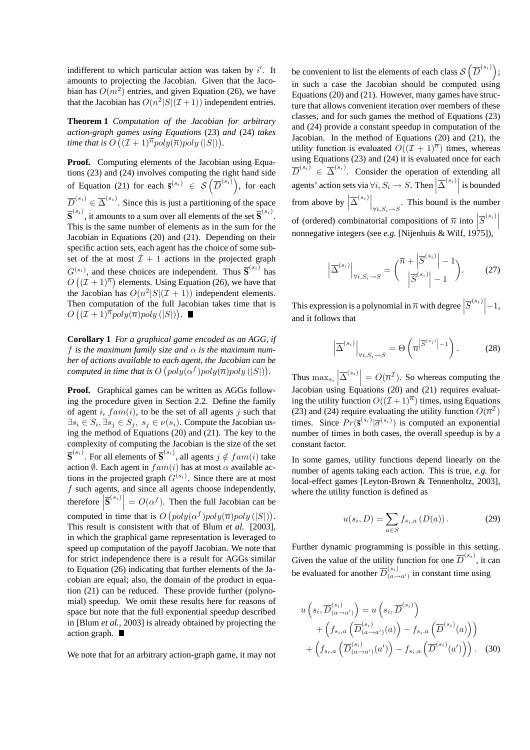indifferent to which particular action was taken by $i'$. It amounts to projecting the Jacobian. Given that the Jacobian has $O(m^2)$ entries, and given Equation (26), we have that the Jacobian has $O(n^2|S|(\mathcal{I}+1))$ independent entries.

**Theorem 1** *Computation of the Jacobian for arbitrary action-graph games using Equations* (23) *and* (24) *takes time that is* $O\left((\mathcal{I}+1)^{\overline{n}} poly(\overline{n}) poly\left(|S|\right)\right)$.

**Proof.** Computing elements of the Jacobian using Equations (23) and (24) involves computing the right hand side of Equation (21) for each $\overline{\mathbf{s}}^{(s_i)} \in \mathcal{S}\left(\overline{D}^{(s_i)}\right)$, for each $\overline{D}^{(s_i)} \in \overline{\Delta}^{(s_i)}$. Since this is just a partitioning of the space $\overline{\mathbf{S}}^{(s_i)}$, it amounts to a sum over all elements of the set $\overline{\mathbf{S}}^{(s_i)}$. This is the same number of elements as in the sum for the Jacobian in Equations (20) and (21). Depending on their specific action sets, each agent has the choice of some subset of the at most $\mathcal{I}+1$ actions in the projected graph $G^{(s_i)}$, and these choices are independent. Thus $\overline{\mathbf{S}}^{(s_i)}$ has $O\left((\mathcal{I}+1)^{\overline{n}}\right)$ elements. Using Equation (26), we have that the Jacobian has $O(n^2|S|(\mathcal{I}+1))$ independent elements. Then computation of the full Jacobian takes time that is $O\left((\mathcal{I}+1)^{\overline{n}} poly(\overline{n}) poly\left(|S|\right)\right)$. ■

**Corollary 1** *For a graphical game encoded as an AGG, if* $f$ *is the maximum family size and* $\alpha$ *is the maximum number of actions available to each agent, the Jacobian can be computed in time that is* $O\left(poly(\alpha^f) poly(\overline{n}) poly\left(|S|\right)\right)$.

**Proof.** Graphical games can be written as AGGs following the procedure given in Section 2.2. Define the family of agent $i$, $fam(i)$, to be the set of all agents $j$ such that $\exists s_i \in S_i, \exists s_j \in S_j,\ s_j \in \nu(s_i)$. Compute the Jacobian using the method of Equations (20) and (21). The key to the complexity of computing the Jacobian is the size of the set $\overline{\mathbf{S}}^{(s_i)}$. For all elements of $\overline{\mathbf{S}}^{(s_i)}$, all agents $j \notin fam(i)$ take action $\emptyset$. Each agent in $fam(i)$ has at most $\alpha$ available actions in the projected graph $G^{(s_i)}$. Since there are at most $f$ such agents, and since all agents choose independently, therefore $\left|\overline{\mathbf{S}}^{(s_i)}\right| = O(\alpha^f)$. Then the full Jacobian can be computed in time that is $O\left(poly(\alpha^f) poly(\overline{n}) poly\left(|S|\right)\right)$. This result is consistent with that of Blum *et al.* [2003], in which the graphical game representation is leveraged to speed up computation of the payoff Jacobian. We note that for strict independence there is a result for AGGs similar to Equation (26) indicating that further elements of the Jacobian are equal; also, the domain of the product in equation (21) can be reduced. These provide further (polynomial) speedup. We omit these results here for reasons of space but note that the full exponential speedup described in [Blum *et al.*, 2003] is already obtained by projecting the action graph. ■

We note that for an arbitrary action-graph game, it may not be convenient to list the elements of each class $\mathcal{S}\left(\overline{D}^{(s_i)}\right)$; in such a case the Jacobian should be computed using Equations (20) and (21). However, many games have structure that allows convenient iteration over members of these classes, and for such games the method of Equations (23) and (24) provide a constant speedup in computation of the Jacobian. In the method of Equations (20) and (21), the utility function is evaluated $O((\mathcal{I}+1)^{\overline{n}})$ times, whereas using Equations (23) and (24) it is evaluated once for each $\overline{D}^{(s_i)} \in \overline{\Delta}^{(s_i)}$. Consider the operation of extending all agents' action sets via $\forall i, S_i \rightarrow S$. Then $\left|\overline{\Delta}^{(s_i)}\right|$ is bounded from above by $\left|\overline{\Delta}^{(s_i)}\right|_{\forall i, S_i \rightarrow S}$. This bound is the number of (ordered) combinatorial compositions of $\overline{n}$ into $\left|\overline{S}^{(s_i)}\right|$ nonnegative integers (see *e.g.* [Nijenhuis & Wilf, 1975]),

$$\left|\overline{\Delta}^{(s_i)}\right|_{\forall i, S_i \rightarrow S} = \binom{\overline{n} + \left|\overline{S}^{(s_i)}\right| - 1}{\left|\overline{S}^{(s_i)}\right| - 1}. \tag{27}$$

This expression is a polynomial in $\overline{n}$ with degree $\left|\overline{S}^{(s_i)}\right| - 1$, and it follows that

$$\left|\overline{\Delta}^{(s_i)}\right|_{\forall i, S_i \rightarrow S} = \Theta\left(\overline{n}^{\left|\overline{S}^{(s_i)}\right| - 1}\right). \tag{28}$$

Thus $\max_{s_i} \left|\overline{\Delta}^{(s_i)}\right| = O(\overline{n}^{\mathcal{I}})$. So whereas computing the Jacobian using Equations (20) and (21) requires evaluating the utility function $O((\mathcal{I}+1)^{\overline{n}})$ times, using Equations (23) and (24) require evaluating the utility function $O(\overline{n}^{\mathcal{I}})$ times. Since $Pr(\overline{\mathbf{s}}^{(s_i)}|\overline{\sigma}^{(s_i)})$ is computed an exponential number of times in both cases, the overall speedup is by a constant factor.

In some games, utility functions depend linearly on the number of agents taking each action. This is true, *e.g.* for local-effect games [Leyton-Brown & Tennenholtz, 2003], where the utility function is defined as

$$u(s_i, D) = \sum_{a \in S} f_{s_i, a}\left(D(a)\right). \tag{29}$$

Further dynamic programming is possible in this setting. Given the value of the utility function for one $\overline{D}^{(s_i)}$, it can be evaluated for another $\overline{D}^{(s_i)}_{(a \rightarrow a')}$ in constant time using

$$\begin{aligned} u\left(s_i, \overline{D}^{(s_i)}_{(a \rightarrow a')}\right) &= u\left(s_i, \overline{D}^{(s_i)}\right) \\ &+ \left(f_{s_i, a}\left(\overline{D}^{(s_i)}_{(a \rightarrow a')}(a)\right) - f_{s_i, a}\left(\overline{D}^{(s_i)}(a)\right)\right) \\ &+ \left(f_{s_i, a}\left(\overline{D}^{(s_i)}_{(a \rightarrow a')}(a')\right) - f_{s_i, a}\left(\overline{D}^{(s_i)}(a')\right)\right). \end{aligned} \tag{30}$$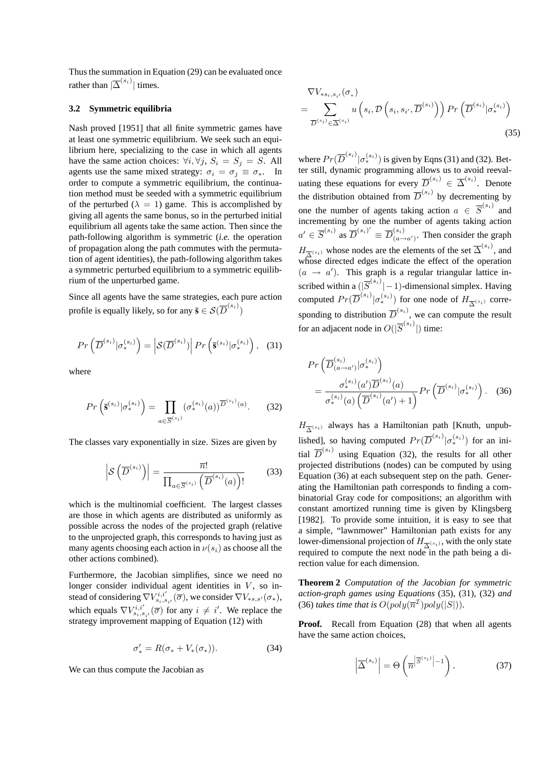Thus the summation in Equation (29) can be evaluated once rather than $|\overline{\Delta}^{(s_i)}|$ times.

### 3.2 Symmetric equilibria

Nash proved [1951] that all finite symmetric games have at least one symmetric equilibrium. We seek such an equilibrium here, specializing to the case in which all agents have the same action choices: $\forall i, \forall j,\ S_i = S_j = S$. All agents use the same mixed strategy: $\sigma_i = \sigma_j \equiv \sigma_*$. In order to compute a symmetric equilibrium, the continuation method must be seeded with a symmetric equilibrium of the perturbed ($\lambda = 1$) game. This is accomplished by giving all agents the same bonus, so in the perturbed initial equilibrium all agents take the same action. Then since the path-following algorithm is symmetric (*i.e.* the operation of propagation along the path commutes with the permutation of agent identities), the path-following algorithm takes a symmetric perturbed equilibrium to a symmetric equilibrium of the unperturbed game.

Since all agents have the same strategies, each pure action profile is equally likely, so for any $\bar{\mathbf{s}} \in \mathcal{S}(\overline{D}^{(s_i)})$

$$
Pr\left(\overline{D}^{(s_i)}|\sigma_*^{(s_i)}\right) = \left|\mathcal{S}(\overline{D}^{(s_i)})\right| Pr\left(\bar{\mathbf{s}}^{(s_i)}|\sigma_*^{(s_i)}\right), \quad (31)
$$

where

$$
Pr\left(\bar{\mathbf{s}}^{(s_i)}|\sigma_*^{(s_i)}\right) = \prod_{a \in \overline{S}^{(s_i)}} (\sigma_*^{(s_i)}(a))^{\overline{D}^{(s_i)}(a)}. \quad (32)
$$

The classes vary exponentially in size. Sizes are given by

$$
\left|\mathcal{S}\left(\overline{D}^{(s_i)}\right)\right| = \frac{\overline{n}!}{\prod_{a \in \overline{S}^{(s_i)}} \left(\overline{D}^{(s_i)}(a)\right)!} \quad (33)
$$

which is the multinomial coefficient. The largest classes are those in which agents are distributed as uniformly as possible across the nodes of the projected graph (relative to the unprojected graph, this corresponds to having just as many agents choosing each action in $\nu(s_i)$ as choose all the other actions combined).

Furthermore, the Jacobian simplifies, since we need no longer consider individual agent identities in $V$, so instead of considering $\nabla V^{i,i'}_{s_i,s_{i'}}(\overline{\sigma})$, we consider $\nabla V_{*s,s'}(\sigma_*)$, which equals $\nabla V^{i,i'}_{s_i,s_{i'}}(\overline{\sigma})$ for any $i \neq i'$. We replace the strategy improvement mapping of Equation (12) with

$$
\sigma'_* = R(\sigma_* + V_*(\sigma_*)). \quad (34)
$$

We can thus compute the Jacobian as

$$
\begin{aligned}
&\nabla V_{*s_i,s_{i'}}(\sigma_*) \\
&= \sum_{\overline{D}^{(s_i)} \in \overline{\Delta}^{(s_i)}} u\left(s_i, \mathcal{D}\left(s_i, s_{i'}, \overline{D}^{(s_i)}\right)\right) Pr\left(\overline{D}^{(s_i)}|\sigma_*^{(s_i)}\right)
\end{aligned} \quad (35)
$$

where $Pr(\overline{D}^{(s_i)}|\sigma_*^{(s_i)})$ is given by Eqns (31) and (32). Better still, dynamic programming allows us to avoid reevaluating these equations for every $\overline{D}^{(s_i)} \in \overline{\Delta}^{(s_i)}$. Denote the distribution obtained from $\overline{D}^{(s_i)}$ by decrementing by one the number of agents taking action $a \in \overline{S}^{(s_i)}$ and incrementing by one the number of agents taking action $a' \in \overline{S}^{(s_i)}$ as $\overline{D}^{(s_i)'} \equiv \overline{D}^{(s_i)}_{(a \to a')}$. Then consider the graph $H_{\overline{\Delta}^{(s_i)}}$ whose nodes are the elements of the set $\overline{\Delta}^{(s_i)}$, and whose directed edges indicate the effect of the operation $(a \to a')$. This graph is a regular triangular lattice inscribed within a $(|\overline{S}^{(s_i)}|-1)$-dimensional simplex. Having computed $Pr(\overline{D}^{(s_i)}|\sigma_*^{(s_i)})$ for one node of $H_{\overline{\Delta}^{(s_i)}}$ corresponding to distribution $\overline{D}^{(s_i)}$, we can compute the result for an adjacent node in $O(|\overline{S}^{(s_i)}|)$ time:

$$
\begin{aligned}
&Pr\left(\overline{D}^{(s_i)}_{(a \to a')}|\sigma_*^{(s_i)}\right) \\
&= \frac{\sigma_*^{(s_i)}(a')\overline{D}^{(s_i)}(a)}{\sigma_*^{(s_i)}(a)\left(\overline{D}^{(s_i)}(a')+1\right)} Pr\left(\overline{D}^{(s_i)}|\sigma_*^{(s_i)}\right).
\end{aligned} \quad (36)
$$

$H_{\overline{\Delta}^{(s_i)}}$ always has a Hamiltonian path [Knuth, unpublished], so having computed $Pr(\overline{D}^{(s_i)}|\sigma_*^{(s_i)})$ for an initial $\overline{D}^{(s_i)}$ using Equation (32), the results for all other projected distributions (nodes) can be computed by using Equation (36) at each subsequent step on the path. Generating the Hamiltonian path corresponds to finding a combinatorial Gray code for compositions; an algorithm with constant amortized running time is given by Klingsberg [1982]. To provide some intuition, it is easy to see that a simple, "lawnmower" Hamiltonian path exists for any lower-dimensional projection of $H_{\overline{\Delta}^{(s_i)}}$, with the only state required to compute the next node in the path being a direction value for each dimension.

**Theorem 2** *Computation of the Jacobian for symmetric action-graph games using Equations* (35), (31), (32) *and* (36) *takes time that is* $O(poly(\overline{n}^{\mathcal{I}})poly(|S|))$.

**Proof.** Recall from Equation (28) that when all agents have the same action choices,

$$
\left|\overline{\Delta}^{(s_i)}\right| = \Theta\left(\overline{n}^{\left|\overline{S}^{(s_i)}\right|-1}\right). \quad (37)
$$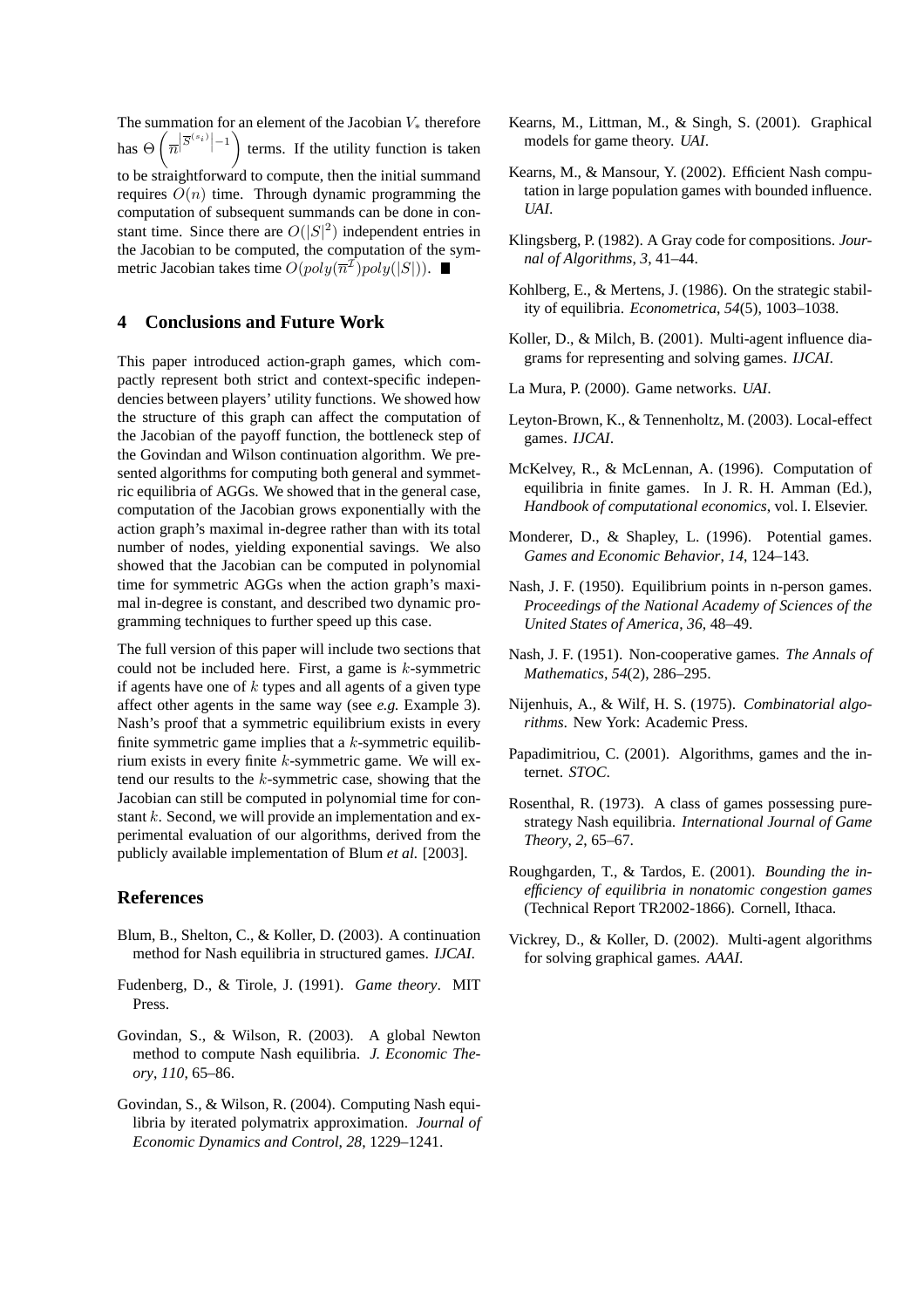The summation for an element of the Jacobian $V_*$ therefore has $\Theta\left(\overline{n}^{\left|\overline{S}^{(s_i)}\right|-1}\right)$ terms. If the utility function is taken to be straightforward to compute, then the initial summand requires $O(n)$ time. Through dynamic programming the computation of subsequent summands can be done in constant time. Since there are $O(|S|^2)$ independent entries in the Jacobian to be computed, the computation of the symmetric Jacobian takes time $O(poly(\overline{n}^{\mathcal{I}})poly(|S|))$. ■

## 4 Conclusions and Future Work

This paper introduced action-graph games, which compactly represent both strict and context-specific independencies between players' utility functions. We showed how the structure of this graph can affect the computation of the Jacobian of the payoff function, the bottleneck step of the Govindan and Wilson continuation algorithm. We presented algorithms for computing both general and symmetric equilibria of AGGs. We showed that in the general case, computation of the Jacobian grows exponentially with the action graph's maximal in-degree rather than with its total number of nodes, yielding exponential savings. We also showed that the Jacobian can be computed in polynomial time for symmetric AGGs when the action graph's maximal in-degree is constant, and described two dynamic programming techniques to further speed up this case.

The full version of this paper will include two sections that could not be included here. First, a game is $k$-symmetric if agents have one of $k$ types and all agents of a given type affect other agents in the same way (see *e.g.* Example 3). Nash's proof that a symmetric equilibrium exists in every finite symmetric game implies that a $k$-symmetric equilibrium exists in every finite $k$-symmetric game. We will extend our results to the $k$-symmetric case, showing that the Jacobian can still be computed in polynomial time for constant $k$. Second, we will provide an implementation and experimental evaluation of our algorithms, derived from the publicly available implementation of Blum *et al.* [2003].

## References

Blum, B., Shelton, C., & Koller, D. (2003). A continuation method for Nash equilibria in structured games. *IJCAI*.

Fudenberg, D., & Tirole, J. (1991). *Game theory*. MIT Press.

Govindan, S., & Wilson, R. (2003). A global Newton method to compute Nash equilibria. *J. Economic Theory*, *110*, 65–86.

Govindan, S., & Wilson, R. (2004). Computing Nash equilibria by iterated polymatrix approximation. *Journal of Economic Dynamics and Control*, *28*, 1229–1241.

Kearns, M., Littman, M., & Singh, S. (2001). Graphical models for game theory. *UAI*.

Kearns, M., & Mansour, Y. (2002). Efficient Nash computation in large population games with bounded influence. *UAI*.

Klingsberg, P. (1982). A Gray code for compositions. *Journal of Algorithms*, *3*, 41–44.

Kohlberg, E., & Mertens, J. (1986). On the strategic stability of equilibria. *Econometrica*, *54*(5), 1003–1038.

Koller, D., & Milch, B. (2001). Multi-agent influence diagrams for representing and solving games. *IJCAI*.

La Mura, P. (2000). Game networks. *UAI*.

Leyton-Brown, K., & Tennenholtz, M. (2003). Local-effect games. *IJCAI*.

McKelvey, R., & McLennan, A. (1996). Computation of equilibria in finite games. In J. R. H. Amman (Ed.), *Handbook of computational economics*, vol. I. Elsevier.

Monderer, D., & Shapley, L. (1996). Potential games. *Games and Economic Behavior*, *14*, 124–143.

Nash, J. F. (1950). Equilibrium points in n-person games. *Proceedings of the National Academy of Sciences of the United States of America*, *36*, 48–49.

Nash, J. F. (1951). Non-cooperative games. *The Annals of Mathematics*, *54*(2), 286–295.

Nijenhuis, A., & Wilf, H. S. (1975). *Combinatorial algorithms*. New York: Academic Press.

Papadimitriou, C. (2001). Algorithms, games and the internet. *STOC*.

Rosenthal, R. (1973). A class of games possessing pure-strategy Nash equilibria. *International Journal of Game Theory*, *2*, 65–67.

Roughgarden, T., & Tardos, E. (2001). *Bounding the inefficiency of equilibria in nonatomic congestion games* (Technical Report TR2002-1866). Cornell, Ithaca.

Vickrey, D., & Koller, D. (2002). Multi-agent algorithms for solving graphical games. *AAAI*.